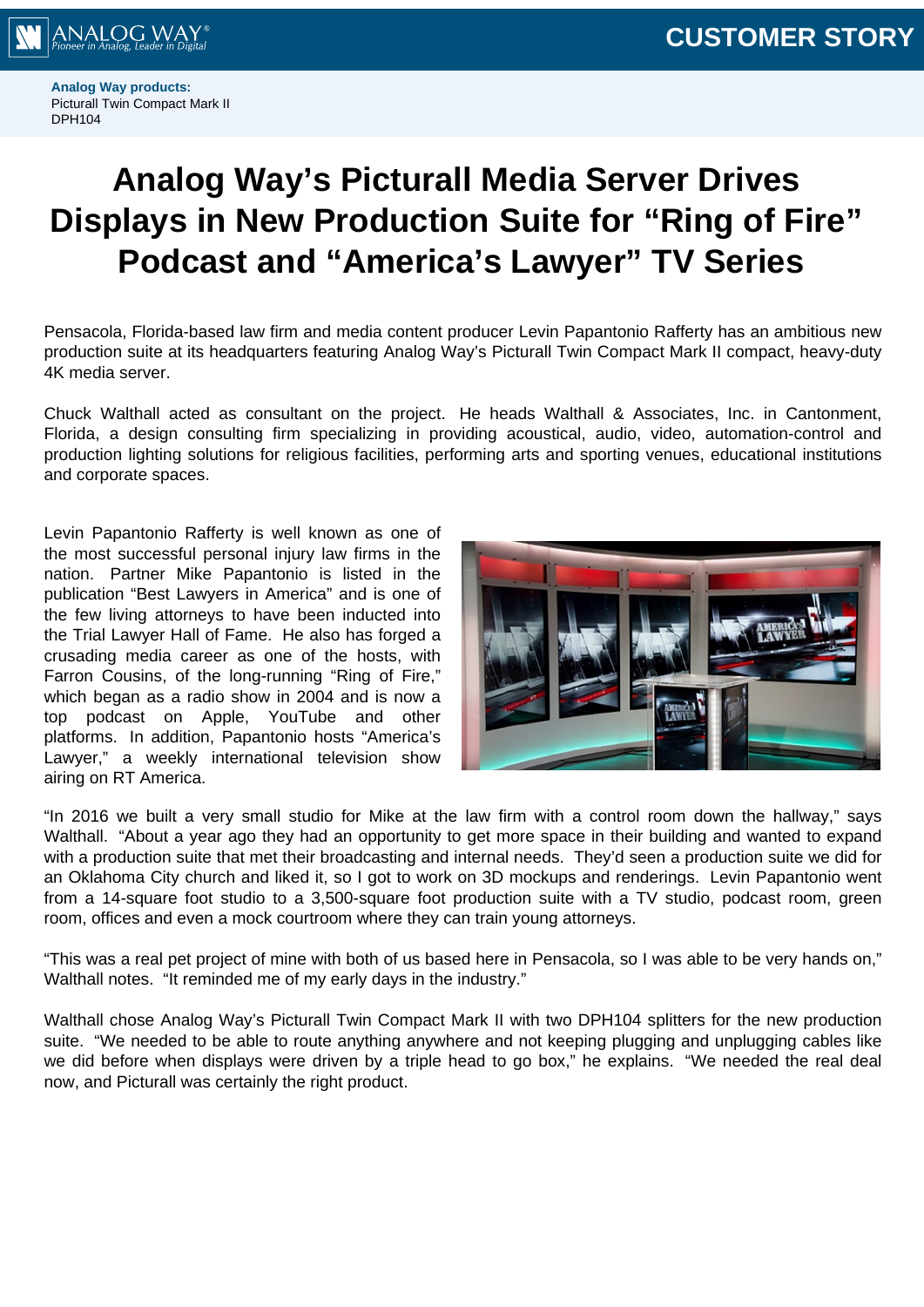**Analog Way products:**
Picturall Twin Compact Mark II
DPH104

# Analog Way's Picturall Media Server Drives Displays in New Production Suite for "Ring of Fire" Podcast and "America's Lawyer" TV Series

Pensacola, Florida-based law firm and media content producer Levin Papantonio Rafferty has an ambitious new production suite at its headquarters featuring Analog Way's Picturall Twin Compact Mark II compact, heavy-duty 4K media server.

Chuck Walthall acted as consultant on the project. He heads Walthall & Associates, Inc. in Cantonment, Florida, a design consulting firm specializing in providing acoustical, audio, video, automation-control and production lighting solutions for religious facilities, performing arts and sporting venues, educational institutions and corporate spaces.

Levin Papantonio Rafferty is well known as one of the most successful personal injury law firms in the nation. Partner Mike Papantonio is listed in the publication "Best Lawyers in America" and is one of the few living attorneys to have been inducted into the Trial Lawyer Hall of Fame. He also has forged a crusading media career as one of the hosts, with Farron Cousins, of the long-running "Ring of Fire," which began as a radio show in 2004 and is now a top podcast on Apple, YouTube and other platforms. In addition, Papantonio hosts "America's Lawyer," a weekly international television show airing on RT America.

"In 2016 we built a very small studio for Mike at the law firm with a control room down the hallway," says Walthall. "About a year ago they had an opportunity to get more space in their building and wanted to expand with a production suite that met their broadcasting and internal needs. They'd seen a production suite we did for an Oklahoma City church and liked it, so I got to work on 3D mockups and renderings. Levin Papantonio went from a 14-square foot studio to a 3,500-square foot production suite with a TV studio, podcast room, green room, offices and even a mock courtroom where they can train young attorneys.

"This was a real pet project of mine with both of us based here in Pensacola, so I was able to be very hands on," Walthall notes. "It reminded me of my early days in the industry."

Walthall chose Analog Way's Picturall Twin Compact Mark II with two DPH104 splitters for the new production suite. "We needed to be able to route anything anywhere and not keeping plugging and unplugging cables like we did before when displays were driven by a triple head to go box," he explains. "We needed the real deal now, and Picturall was certainly the right product."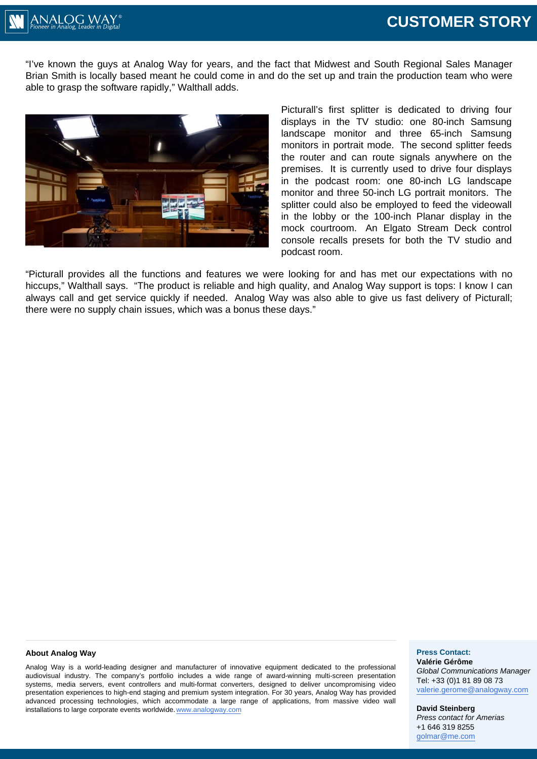"I've known the guys at Analog Way for years, and the fact that Midwest and South Regional Sales Manager Brian Smith is locally based meant he could come in and do the set up and train the production team who were able to grasp the software rapidly," Walthall adds.

Picturall's first splitter is dedicated to driving four displays in the TV studio: one 80-inch Samsung landscape monitor and three 65-inch Samsung monitors in portrait mode. The second splitter feeds the router and can route signals anywhere on the premises. It is currently used to drive four displays in the podcast room: one 80-inch LG landscape monitor and three 50-inch LG portrait monitors. The splitter could also be employed to feed the videowall in the lobby or the 100-inch Planar display in the mock courtroom. An Elgato Stream Deck control console recalls presets for both the TV studio and podcast room.

"Picturall provides all the functions and features we were looking for and has met our expectations with no hiccups," Walthall says. "The product is reliable and high quality, and Analog Way support is tops: I know I can always call and get service quickly if needed. Analog Way was also able to give us fast delivery of Picturall; there were no supply chain issues, which was a bonus these days."

**About Analog Way**

Analog Way is a world-leading designer and manufacturer of innovative equipment dedicated to the professional audiovisual industry. The company's portfolio includes a wide range of award-winning multi-screen presentation systems, media servers, event controllers and multi-format converters, designed to deliver uncompromising video presentation experiences to high-end staging and premium system integration. For 30 years, Analog Way has provided advanced processing technologies, which accommodate a large range of applications, from massive video wall installations to large corporate events worldwide. www.analogway.com

**Press Contact:**

**Valérie Gérôme**
*Global Communications Manager*
Tel: +33 (0)1 81 89 08 73
valerie.gerome@analogway.com

**David Steinberg**
*Press contact for Amerias*
+1 646 319 8255
golmar@me.com